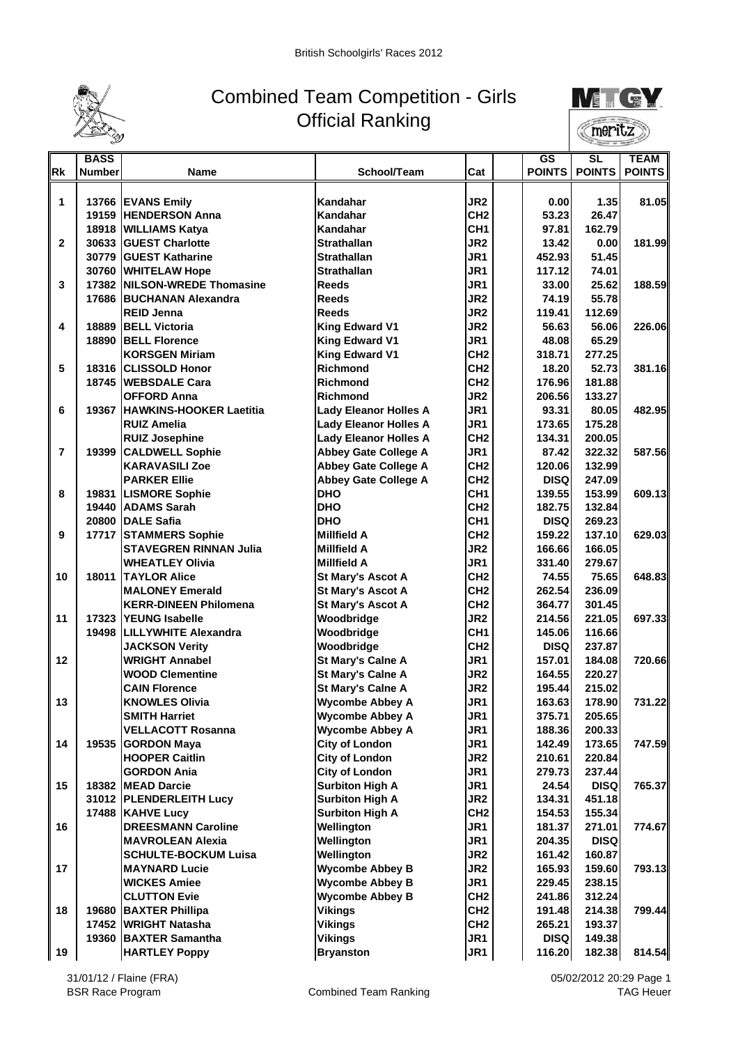British Schoolgirls' Races 2012

# Combined Team Competition - Girls
## Official Ranking

| Rk | BASS Number | Name | School/Team | Cat | | GS POINTS | SL POINTS | TEAM POINTS |
|---|---|---|---|---|---|---|---|---|
| 1 | 13766 | EVANS Emily | Kandahar | JR2 | | 0.00 | 1.35 | 81.05 |
| | 19159 | HENDERSON Anna | Kandahar | CH2 | | 53.23 | 26.47 | |
| | 18918 | WILLIAMS Katya | Kandahar | CH1 | | 97.81 | 162.79 | |
| 2 | 30633 | GUEST Charlotte | Strathallan | JR2 | | 13.42 | 0.00 | 181.99 |
| | 30779 | GUEST Katharine | Strathallan | JR1 | | 452.93 | 51.45 | |
| | 30760 | WHITELAW Hope | Strathallan | JR1 | | 117.12 | 74.01 | |
| 3 | 17382 | NILSON-WREDE Thomasine | Reeds | JR1 | | 33.00 | 25.62 | 188.59 |
| | 17686 | BUCHANAN Alexandra | Reeds | JR2 | | 74.19 | 55.78 | |
| | | REID Jenna | Reeds | JR2 | | 119.41 | 112.69 | |
| 4 | 18889 | BELL Victoria | King Edward V1 | JR2 | | 56.63 | 56.06 | 226.06 |
| | 18890 | BELL Florence | King Edward V1 | JR1 | | 48.08 | 65.29 | |
| | | KORSGEN Miriam | King Edward V1 | CH2 | | 318.71 | 277.25 | |
| 5 | 18316 | CLISSOLD Honor | Richmond | CH2 | | 18.20 | 52.73 | 381.16 |
| | 18745 | WEBSDALE Cara | Richmond | CH2 | | 176.96 | 181.88 | |
| | | OFFORD Anna | Richmond | JR2 | | 206.56 | 133.27 | |
| 6 | 19367 | HAWKINS-HOOKER Laetitia | Lady Eleanor Holles A | JR1 | | 93.31 | 80.05 | 482.95 |
| | | RUIZ Amelia | Lady Eleanor Holles A | JR1 | | 173.65 | 175.28 | |
| | | RUIZ Josephine | Lady Eleanor Holles A | CH2 | | 134.31 | 200.05 | |
| 7 | 19399 | CALDWELL Sophie | Abbey Gate College A | JR1 | | 87.42 | 322.32 | 587.56 |
| | | KARAVASILI Zoe | Abbey Gate College A | CH2 | | 120.06 | 132.99 | |
| | | PARKER Ellie | Abbey Gate College A | CH2 | | DISQ | 247.09 | |
| 8 | 19831 | LISMORE Sophie | DHO | CH1 | | 139.55 | 153.99 | 609.13 |
| | 19440 | ADAMS Sarah | DHO | CH2 | | 182.75 | 132.84 | |
| | 20800 | DALE Safia | DHO | CH1 | | DISQ | 269.23 | |
| 9 | 17717 | STAMMERS Sophie | Millfield A | CH2 | | 159.22 | 137.10 | 629.03 |
| | | STAVEGREN RINNAN Julia | Millfield A | JR2 | | 166.66 | 166.05 | |
| | | WHEATLEY Olivia | Millfield A | JR1 | | 331.40 | 279.67 | |
| 10 | 18011 | TAYLOR Alice | St Mary's Ascot A | CH2 | | 74.55 | 75.65 | 648.83 |
| | | MALONEY Emerald | St Mary's Ascot A | CH2 | | 262.54 | 236.09 | |
| | | KERR-DINEEN Philomena | St Mary's Ascot A | CH2 | | 364.77 | 301.45 | |
| 11 | 17323 | YEUNG Isabelle | Woodbridge | JR2 | | 214.56 | 221.05 | 697.33 |
| | 19498 | LILLYWHITE Alexandra | Woodbridge | CH1 | | 145.06 | 116.66 | |
| | | JACKSON Verity | Woodbridge | CH2 | | DISQ | 237.87 | |
| 12 | | WRIGHT Annabel | St Mary's Calne A | JR1 | | 157.01 | 184.08 | 720.66 |
| | | WOOD Clementine | St Mary's Calne A | JR2 | | 164.55 | 220.27 | |
| | | CAIN Florence | St Mary's Calne A | JR2 | | 195.44 | 215.02 | |
| 13 | | KNOWLES Olivia | Wycombe Abbey A | JR1 | | 163.63 | 178.90 | 731.22 |
| | | SMITH Harriet | Wycombe Abbey A | JR1 | | 375.71 | 205.65 | |
| | | VELLACOTT Rosanna | Wycombe Abbey A | JR1 | | 188.36 | 200.33 | |
| 14 | 19535 | GORDON Maya | City of London | JR1 | | 142.49 | 173.65 | 747.59 |
| | | HOOPER Caitlin | City of London | JR2 | | 210.61 | 220.84 | |
| | | GORDON Ania | City of London | JR1 | | 279.73 | 237.44 | |
| 15 | 18382 | MEAD Darcie | Surbiton High A | JR1 | | 24.54 | DISQ | 765.37 |
| | 31012 | PLENDERLEITH Lucy | Surbiton High A | JR2 | | 134.31 | 451.18 | |
| | 17488 | KAHVE Lucy | Surbiton High A | CH2 | | 154.53 | 155.34 | |
| 16 | | DREESMANN Caroline | Wellington | JR1 | | 181.37 | 271.01 | 774.67 |
| | | MAVROLEAN Alexia | Wellington | JR1 | | 204.35 | DISQ | |
| | | SCHULTE-BOCKUM Luisa | Wellington | JR2 | | 161.42 | 160.87 | |
| 17 | | MAYNARD Lucie | Wycombe Abbey B | JR2 | | 165.93 | 159.60 | 793.13 |
| | | WICKES Amiee | Wycombe Abbey B | JR1 | | 229.45 | 238.15 | |
| | | CLUTTON Evie | Wycombe Abbey B | CH2 | | 241.86 | 312.24 | |
| 18 | 19680 | BAXTER Phillipa | Vikings | CH2 | | 191.48 | 214.38 | 799.44 |
| | 17452 | WRIGHT Natasha | Vikings | CH2 | | 265.21 | 193.37 | |
| | 19360 | BAXTER Samantha | Vikings | JR1 | | DISQ | 149.38 | |
| 19 | | HARTLEY Poppy | Bryanston | JR1 | | 116.20 | 182.38 | 814.54 |

31/01/12 / Flaine (FRA) — BSR Race Program — Combined Team Ranking — 05/02/2012 20:29 — TAG Heuer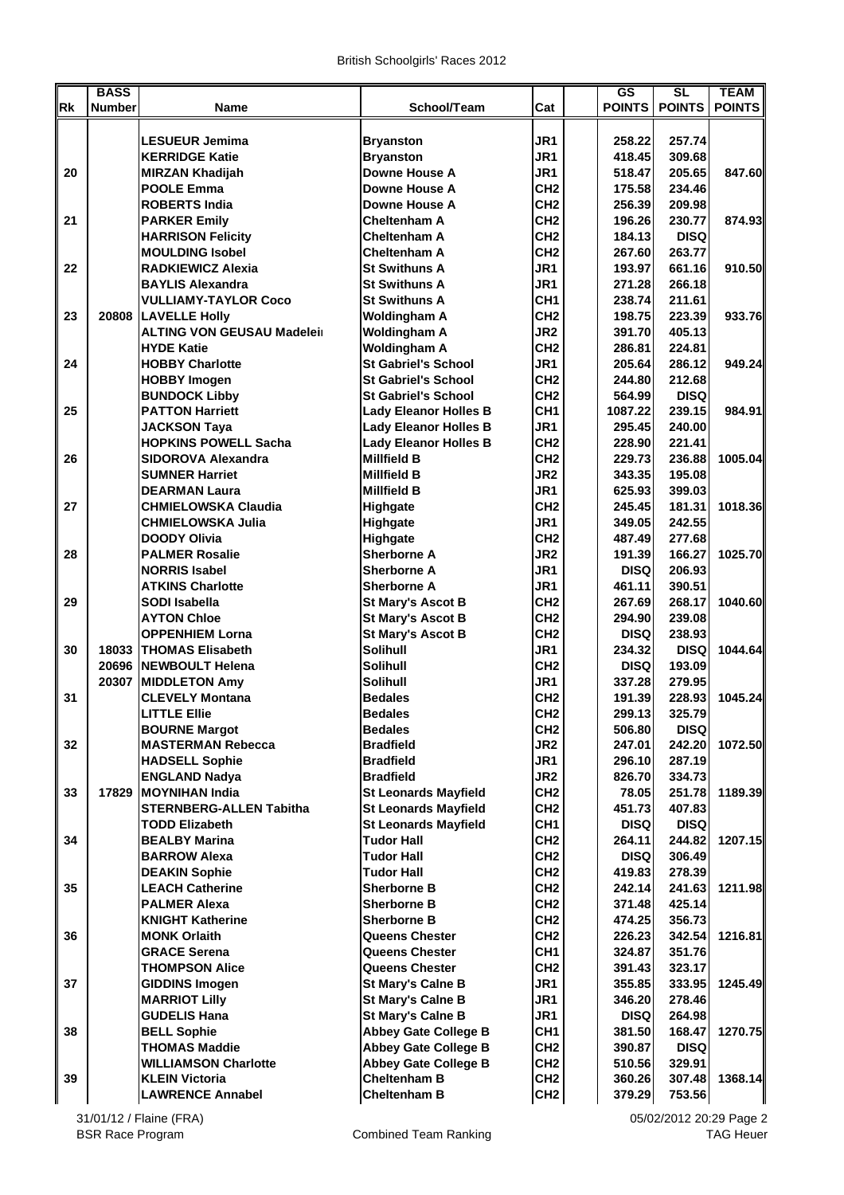# British Schoolgirls' Races 2012

| Rk | BASS Number | Name | School/Team | Cat | | GS POINTS | SL POINTS | TEAM POINTS |
|---|---|---|---|---|---|---|---|---|
| | | LESUEUR Jemima | Bryanston | JR1 | | 258.22 | 257.74 | |
| | | KERRIDGE Katie | Bryanston | JR1 | | 418.45 | 309.68 | |
| 20 | | MIRZAN Khadijah | Downe House A | JR1 | | 518.47 | 205.65 | 847.60 |
| | | POOLE Emma | Downe House A | CH2 | | 175.58 | 234.46 | |
| | | ROBERTS India | Downe House A | CH2 | | 256.39 | 209.98 | |
| 21 | | PARKER Emily | Cheltenham A | CH2 | | 196.26 | 230.77 | 874.93 |
| | | HARRISON Felicity | Cheltenham A | CH2 | | 184.13 | DISQ | |
| | | MOULDING Isobel | Cheltenham A | CH2 | | 267.60 | 263.77 | |
| 22 | | RADKIEWICZ Alexia | St Swithuns A | JR1 | | 193.97 | 661.16 | 910.50 |
| | | BAYLIS Alexandra | St Swithuns A | JR1 | | 271.28 | 266.18 | |
| | | VULLIAMY-TAYLOR Coco | St Swithuns A | CH1 | | 238.74 | 211.61 | |
| 23 | 20808 | LAVELLE Holly | Woldingham A | CH2 | | 198.75 | 223.39 | 933.76 |
| | | ALTING VON GEUSAU Madelei | Woldingham A | JR2 | | 391.70 | 405.13 | |
| | | HYDE Katie | Woldingham A | CH2 | | 286.81 | 224.81 | |
| 24 | | HOBBY Charlotte | St Gabriel's School | JR1 | | 205.64 | 286.12 | 949.24 |
| | | HOBBY Imogen | St Gabriel's School | CH2 | | 244.80 | 212.68 | |
| | | BUNDOCK Libby | St Gabriel's School | CH2 | | 564.99 | DISQ | |
| 25 | | PATTON Harriett | Lady Eleanor Holles B | CH1 | | 1087.22 | 239.15 | 984.91 |
| | | JACKSON Taya | Lady Eleanor Holles B | JR1 | | 295.45 | 240.00 | |
| | | HOPKINS POWELL Sacha | Lady Eleanor Holles B | CH2 | | 228.90 | 221.41 | |
| 26 | | SIDOROVA Alexandra | Millfield B | CH2 | | 229.73 | 236.88 | 1005.04 |
| | | SUMNER Harriet | Millfield B | JR2 | | 343.35 | 195.08 | |
| | | DEARMAN Laura | Millfield B | JR1 | | 625.93 | 399.03 | |
| 27 | | CHMIELOWSKA Claudia | Highgate | CH2 | | 245.45 | 181.31 | 1018.36 |
| | | CHMIELOWSKA Julia | Highgate | JR1 | | 349.05 | 242.55 | |
| | | DOODY Olivia | Highgate | CH2 | | 487.49 | 277.68 | |
| 28 | | PALMER Rosalie | Sherborne A | JR2 | | 191.39 | 166.27 | 1025.70 |
| | | NORRIS Isabel | Sherborne A | JR1 | | DISQ | 206.93 | |
| | | ATKINS Charlotte | Sherborne A | JR1 | | 461.11 | 390.51 | |
| 29 | | SODI Isabella | St Mary's Ascot B | CH2 | | 267.69 | 268.17 | 1040.60 |
| | | AYTON Chloe | St Mary's Ascot B | CH2 | | 294.90 | 239.08 | |
| | | OPPENHIEM Lorna | St Mary's Ascot B | CH2 | | DISQ | 238.93 | |
| 30 | 18033 | THOMAS Elisabeth | Solihull | JR1 | | 234.32 | DISQ | 1044.64 |
| | 20696 | NEWBOULT Helena | Solihull | CH2 | | DISQ | 193.09 | |
| | 20307 | MIDDLETON Amy | Solihull | JR1 | | 337.28 | 279.95 | |
| 31 | | CLEVELY Montana | Bedales | CH2 | | 191.39 | 228.93 | 1045.24 |
| | | LITTLE Ellie | Bedales | CH2 | | 299.13 | 325.79 | |
| | | BOURNE Margot | Bedales | CH2 | | 506.80 | DISQ | |
| 32 | | MASTERMAN Rebecca | Bradfield | JR2 | | 247.01 | 242.20 | 1072.50 |
| | | HADSELL Sophie | Bradfield | JR1 | | 296.10 | 287.19 | |
| | | ENGLAND Nadya | Bradfield | JR2 | | 826.70 | 334.73 | |
| 33 | 17829 | MOYNIHAN India | St Leonards Mayfield | CH2 | | 78.05 | 251.78 | 1189.39 |
| | | STERNBERG-ALLEN Tabitha | St Leonards Mayfield | CH2 | | 451.73 | 407.83 | |
| | | TODD Elizabeth | St Leonards Mayfield | CH1 | | DISQ | DISQ | |
| 34 | | BEALBY Marina | Tudor Hall | CH2 | | 264.11 | 244.82 | 1207.15 |
| | | BARROW Alexa | Tudor Hall | CH2 | | DISQ | 306.49 | |
| | | DEAKIN Sophie | Tudor Hall | CH2 | | 419.83 | 278.39 | |
| 35 | | LEACH Catherine | Sherborne B | CH2 | | 242.14 | 241.63 | 1211.98 |
| | | PALMER Alexa | Sherborne B | CH2 | | 371.48 | 425.14 | |
| | | KNIGHT Katherine | Sherborne B | CH2 | | 474.25 | 356.73 | |
| 36 | | MONK Orlaith | Queens Chester | CH2 | | 226.23 | 342.54 | 1216.81 |
| | | GRACE Serena | Queens Chester | CH1 | | 324.87 | 351.76 | |
| | | THOMPSON Alice | Queens Chester | CH2 | | 391.43 | 323.17 | |
| 37 | | GIDDINS Imogen | St Mary's Calne B | JR1 | | 355.85 | 333.95 | 1245.49 |
| | | MARRIOT Lilly | St Mary's Calne B | JR1 | | 346.20 | 278.46 | |
| | | GUDELIS Hana | St Mary's Calne B | JR1 | | DISQ | 264.98 | |
| 38 | | BELL Sophie | Abbey Gate College B | CH1 | | 381.50 | 168.47 | 1270.75 |
| | | THOMAS Maddie | Abbey Gate College B | CH2 | | 390.87 | DISQ | |
| | | WILLIAMSON Charlotte | Abbey Gate College B | CH2 | | 510.56 | 329.91 | |
| 39 | | KLEIN Victoria | Cheltenham B | CH2 | | 360.26 | 307.48 | 1368.14 |
| | | LAWRENCE Annabel | Cheltenham B | CH2 | | 379.29 | 753.56 | |

31/01/12 / Flaine (FRA)
BSR Race Program

Combined Team Ranking

05/02/2012 20:29
TAG Heuer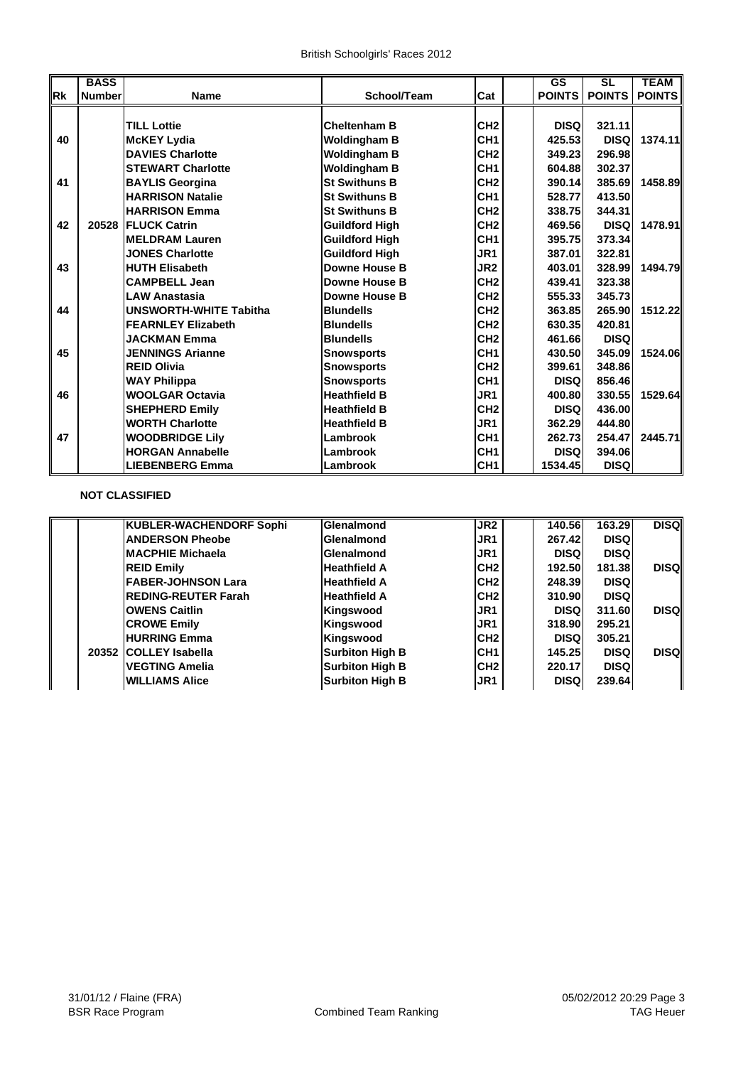| Rk | BASS Number | Name | School/Team | Cat | | GS POINTS | SL POINTS | TEAM POINTS |
|---|---|---|---|---|---|---|---|---|
| | | TILL Lottie | Cheltenham B | CH2 | | DISQ | 321.11 | |
| 40 | | McKEY Lydia | Woldingham B | CH1 | | 425.53 | DISQ | 1374.11 |
| | | DAVIES Charlotte | Woldingham B | CH2 | | 349.23 | 296.98 | |
| | | STEWART Charlotte | Woldingham B | CH1 | | 604.88 | 302.37 | |
| 41 | | BAYLIS Georgina | St Swithuns B | CH2 | | 390.14 | 385.69 | 1458.89 |
| | | HARRISON Natalie | St Swithuns B | CH1 | | 528.77 | 413.50 | |
| | | HARRISON Emma | St Swithuns B | CH2 | | 338.75 | 344.31 | |
| 42 | 20528 | FLUCK Catrin | Guildford High | CH2 | | 469.56 | DISQ | 1478.91 |
| | | MELDRAM Lauren | Guildford High | CH1 | | 395.75 | 373.34 | |
| | | JONES Charlotte | Guildford High | JR1 | | 387.01 | 322.81 | |
| 43 | | HUTH Elisabeth | Downe House B | JR2 | | 403.01 | 328.99 | 1494.79 |
| | | CAMPBELL Jean | Downe House B | CH2 | | 439.41 | 323.38 | |
| | | LAW Anastasia | Downe House B | CH2 | | 555.33 | 345.73 | |
| 44 | | UNSWORTH-WHITE Tabitha | Blundells | CH2 | | 363.85 | 265.90 | 1512.22 |
| | | FEARNLEY Elizabeth | Blundells | CH2 | | 630.35 | 420.81 | |
| | | JACKMAN Emma | Blundells | CH2 | | 461.66 | DISQ | |
| 45 | | JENNINGS Arianne | Snowsports | CH1 | | 430.50 | 345.09 | 1524.06 |
| | | REID Olivia | Snowsports | CH2 | | 399.61 | 348.86 | |
| | | WAY Philippa | Snowsports | CH1 | | DISQ | 856.46 | |
| 46 | | WOOLGAR Octavia | Heathfield B | JR1 | | 400.80 | 330.55 | 1529.64 |
| | | SHEPHERD Emily | Heathfield B | CH2 | | DISQ | 436.00 | |
| | | WORTH Charlotte | Heathfield B | JR1 | | 362.29 | 444.80 | |
| 47 | | WOODBRIDGE Lily | Lambrook | CH1 | | 262.73 | 254.47 | 2445.71 |
| | | HORGAN Annabelle | Lambrook | CH1 | | DISQ | 394.06 | |
| | | LIEBENBERG Emma | Lambrook | CH1 | | 1534.45 | DISQ | |

**NOT CLASSIFIED**

| | | | | | | | | |
|---|---|---|---|---|---|---|---|---|
| | | KUBLER-WACHENDORF Sophi | Glenalmond | JR2 | | 140.56 | 163.29 | DISQ |
| | | ANDERSON Pheobe | Glenalmond | JR1 | | 267.42 | DISQ | |
| | | MACPHIE Michaela | Glenalmond | JR1 | | DISQ | DISQ | |
| | | REID Emily | Heathfield A | CH2 | | 192.50 | 181.38 | DISQ |
| | | FABER-JOHNSON Lara | Heathfield A | CH2 | | 248.39 | DISQ | |
| | | REDING-REUTER Farah | Heathfield A | CH2 | | 310.90 | DISQ | |
| | | OWENS Caitlin | Kingswood | JR1 | | DISQ | 311.60 | DISQ |
| | | CROWE Emily | Kingswood | JR1 | | 318.90 | 295.21 | |
| | | HURRING Emma | Kingswood | CH2 | | DISQ | 305.21 | |
| | 20352 | COLLEY Isabella | Surbiton High B | CH1 | | 145.25 | DISQ | DISQ |
| | | VEGTING Amelia | Surbiton High B | CH2 | | 220.17 | DISQ | |
| | | WILLIAMS Alice | Surbiton High B | JR1 | | DISQ | 239.64 | |